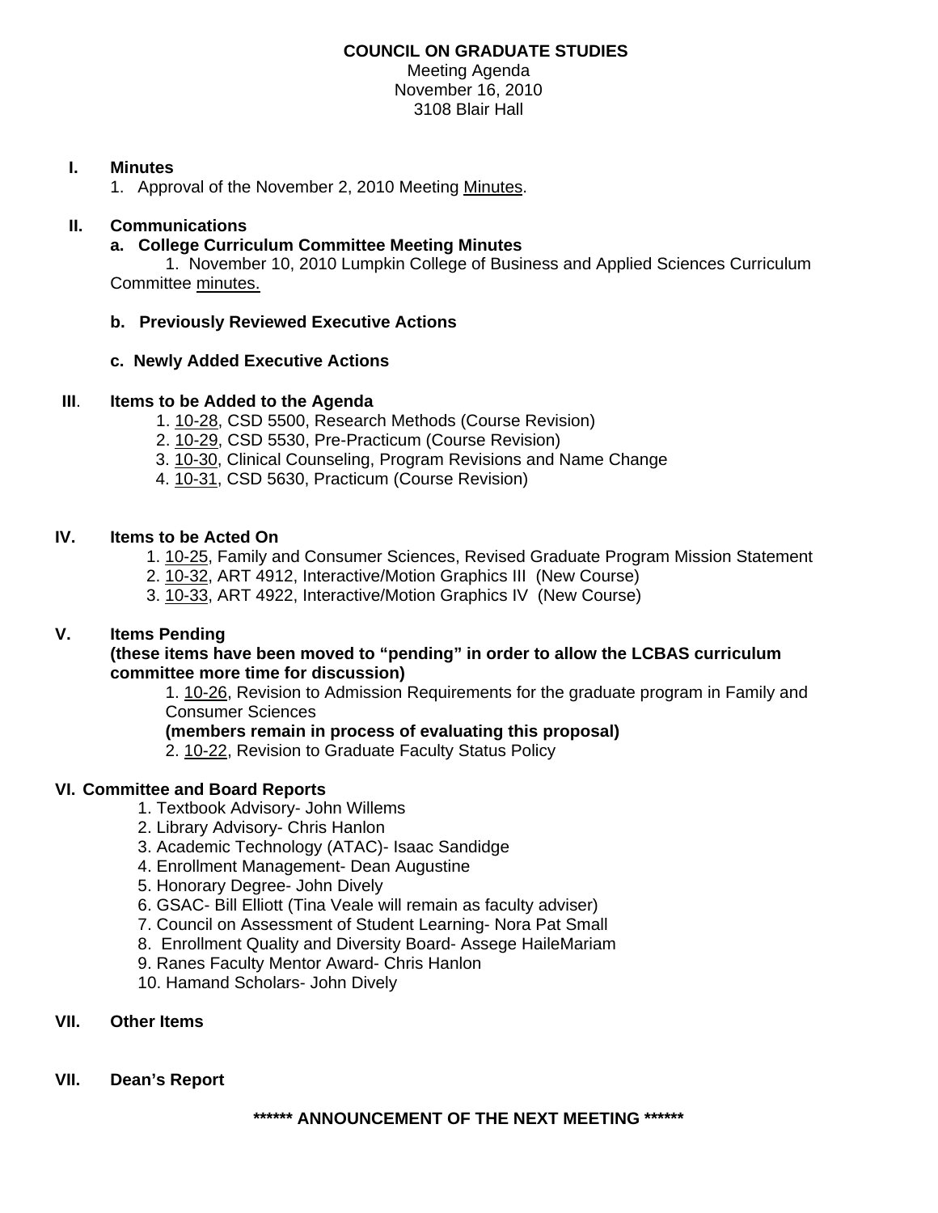**COUNCIL ON GRADUATE STUDIES**
Meeting Agenda
November 16, 2010
3108 Blair Hall

## I. Minutes

1. Approval of the November 2, 2010 Meeting Minutes.

## II. Communications

### a. College Curriculum Committee Meeting Minutes

1. November 10, 2010 Lumpkin College of Business and Applied Sciences Curriculum Committee minutes.

### b. Previously Reviewed Executive Actions

### c. Newly Added Executive Actions

## III. Items to be Added to the Agenda

1. 10-28, CSD 5500, Research Methods (Course Revision)
2. 10-29, CSD 5530, Pre-Practicum (Course Revision)
3. 10-30, Clinical Counseling, Program Revisions and Name Change
4. 10-31, CSD 5630, Practicum (Course Revision)

## IV. Items to be Acted On

1. 10-25, Family and Consumer Sciences, Revised Graduate Program Mission Statement
2. 10-32, ART 4912, Interactive/Motion Graphics III (New Course)
3. 10-33, ART 4922, Interactive/Motion Graphics IV (New Course)

## V. Items Pending

**(these items have been moved to "pending" in order to allow the LCBAS curriculum committee more time for discussion)**

1. 10-26, Revision to Admission Requirements for the graduate program in Family and Consumer Sciences
   **(members remain in process of evaluating this proposal)**
2. 10-22, Revision to Graduate Faculty Status Policy

## VI. Committee and Board Reports

1. Textbook Advisory- John Willems
2. Library Advisory- Chris Hanlon
3. Academic Technology (ATAC)- Isaac Sandidge
4. Enrollment Management- Dean Augustine
5. Honorary Degree- John Dively
6. GSAC- Bill Elliott (Tina Veale will remain as faculty adviser)
7. Council on Assessment of Student Learning- Nora Pat Small
8. Enrollment Quality and Diversity Board- Assege HaileMariam
9. Ranes Faculty Mentor Award- Chris Hanlon
10. Hamand Scholars- John Dively

## VII. Other Items

## VII. Dean's Report

**\*\*\*\*\*\* ANNOUNCEMENT OF THE NEXT MEETING \*\*\*\*\*\***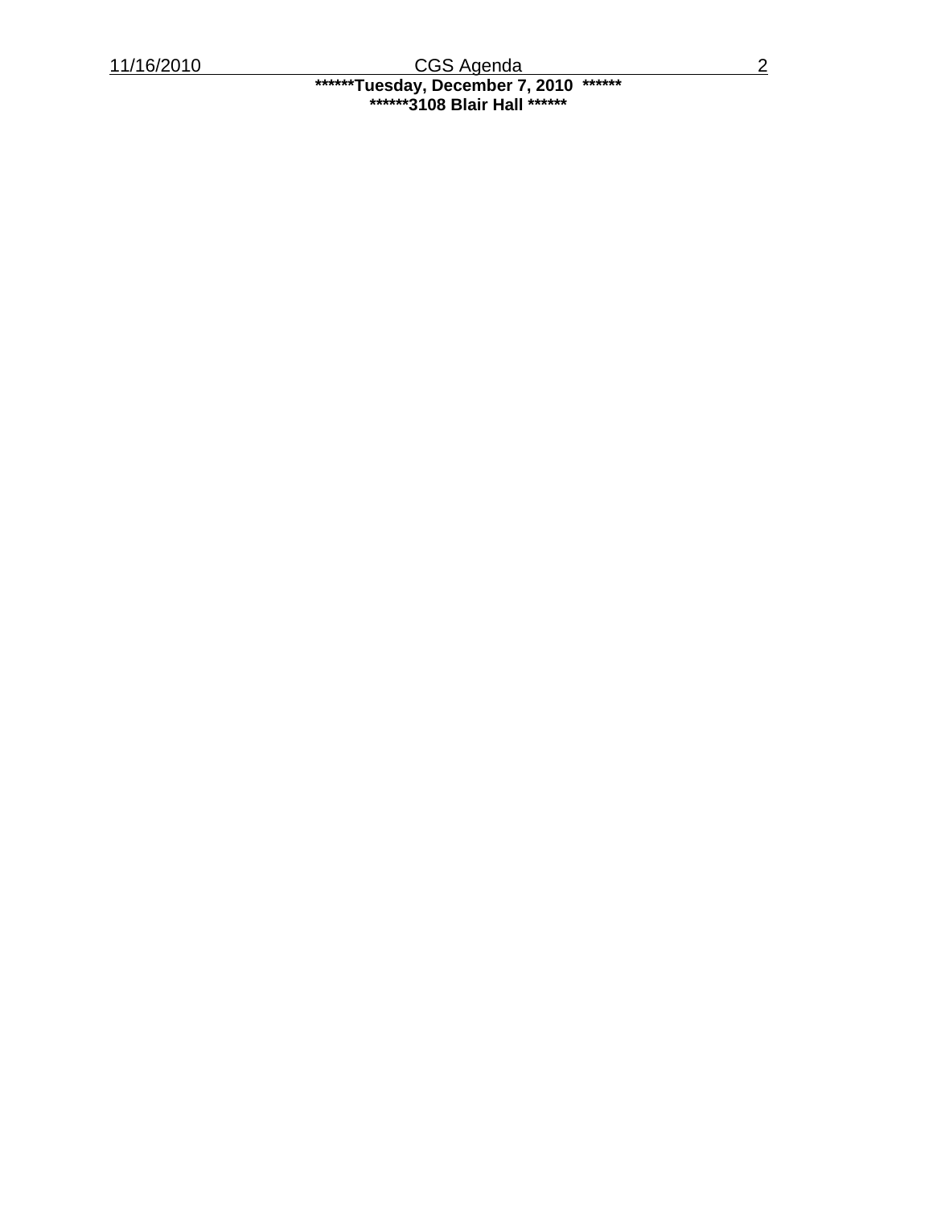**\*\*\*\*\*\*Tuesday, December 7, 2010 \*\*\*\*\*\***
**\*\*\*\*\*\*3108 Blair Hall \*\*\*\*\*\***

********Tuesday, December 7, 2010 ******
******3108 Blair Hall ******